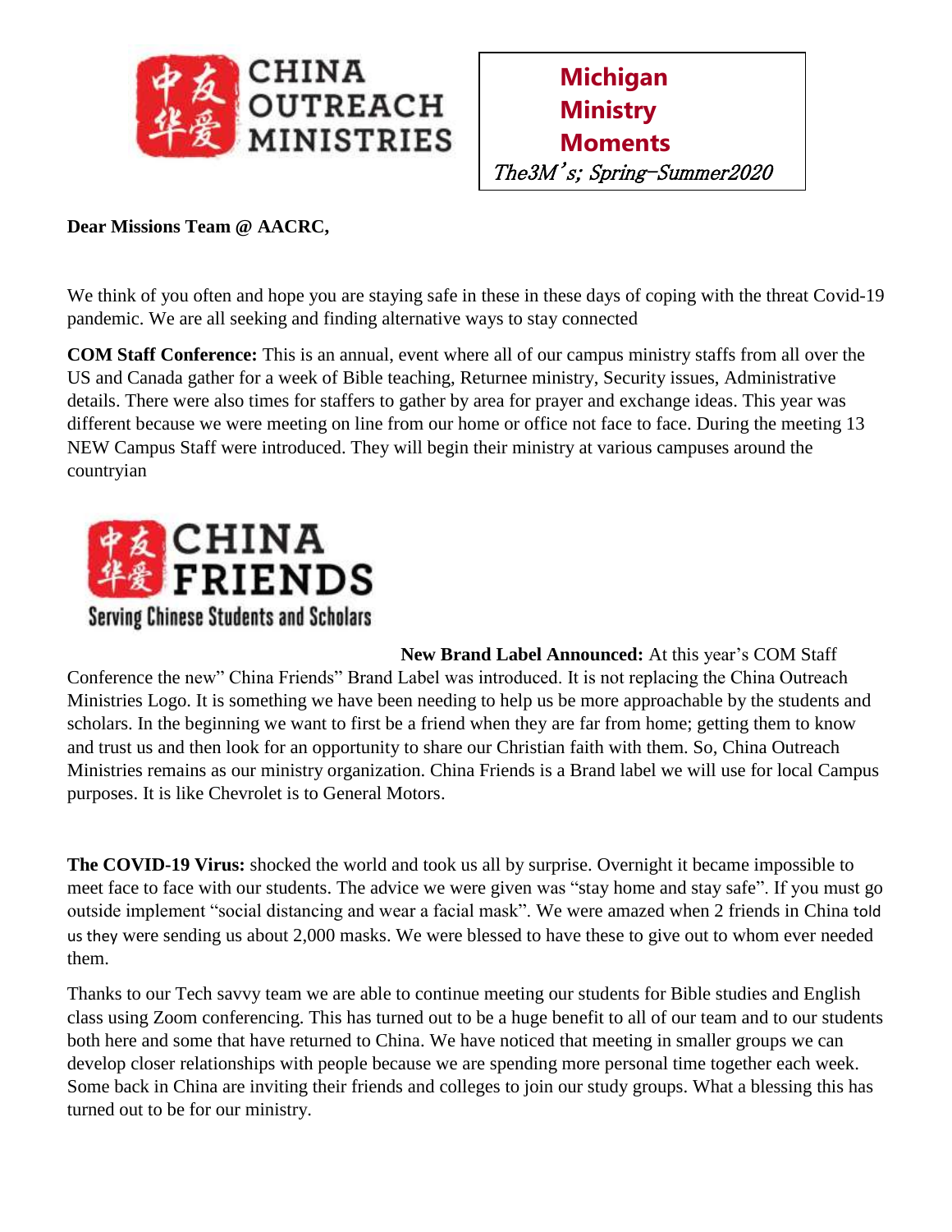CHINA OUTREACH MINISTRIES

**Michigan Ministry Moments**

*The3M's; Spring-Summer2020*

**Dear Missions Team @ AACRC,**

We think of you often and hope you are staying safe in these in these days of coping with the threat Covid-19 pandemic. We are all seeking and finding alternative ways to stay connected

**COM Staff Conference:** This is an annual, event where all of our campus ministry staffs from all over the US and Canada gather for a week of Bible teaching, Returnee ministry, Security issues, Administrative details. There were also times for staffers to gather by area for prayer and exchange ideas. This year was different because we were meeting on line from our home or office not face to face. During the meeting 13 NEW Campus Staff were introduced. They will begin their ministry at various campuses around the countryian

CHINA FRIENDS

Serving Chinese Students and Scholars

**New Brand Label Announced:** At this year's COM Staff Conference the new" China Friends" Brand Label was introduced. It is not replacing the China Outreach Ministries Logo. It is something we have been needing to help us be more approachable by the students and scholars. In the beginning we want to first be a friend when they are far from home; getting them to know and trust us and then look for an opportunity to share our Christian faith with them. So, China Outreach Ministries remains as our ministry organization. China Friends is a Brand label we will use for local Campus purposes. It is like Chevrolet is to General Motors.

**The COVID-19 Virus:** shocked the world and took us all by surprise. Overnight it became impossible to meet face to face with our students. The advice we were given was "stay home and stay safe". If you must go outside implement "social distancing and wear a facial mask". We were amazed when 2 friends in China told us they were sending us about 2,000 masks. We were blessed to have these to give out to whom ever needed them.

Thanks to our Tech savvy team we are able to continue meeting our students for Bible studies and English class using Zoom conferencing. This has turned out to be a huge benefit to all of our team and to our students both here and some that have returned to China. We have noticed that meeting in smaller groups we can develop closer relationships with people because we are spending more personal time together each week. Some back in China are inviting their friends and colleges to join our study groups. What a blessing this has turned out to be for our ministry.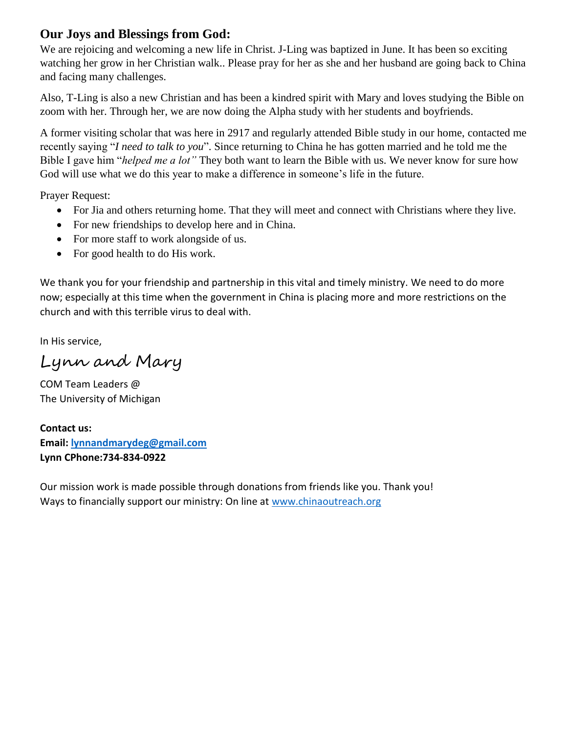## Our Joys and Blessings from God:

We are rejoicing and welcoming a new life in Christ. J-Ling was baptized in June. It has been so exciting watching her grow in her Christian walk.. Please pray for her as she and her husband are going back to China and facing many challenges.

Also, T-Ling is also a new Christian and has been a kindred spirit with Mary and loves studying the Bible on zoom with her. Through her, we are now doing the Alpha study with her students and boyfriends.

A former visiting scholar that was here in 2917 and regularly attended Bible study in our home, contacted me recently saying "*I need to talk to you*". Since returning to China he has gotten married and he told me the Bible I gave him "*helped me a lot"* They both want to learn the Bible with us. We never know for sure how God will use what we do this year to make a difference in someone's life in the future.

Prayer Request:

- For Jia and others returning home. That they will meet and connect with Christians where they live.
- For new friendships to develop here and in China.
- For more staff to work alongside of us.
- For good health to do His work.

We thank you for your friendship and partnership in this vital and timely ministry. We need to do more now; especially at this time when the government in China is placing more and more restrictions on the church and with this terrible virus to deal with.

In His service,

Lynn and Mary

COM Team Leaders @
The University of Michigan

**Contact us:**
**Email: lynnandmarydeg@gmail.com**
**Lynn CPhone:734-834-0922**

Our mission work is made possible through donations from friends like you. Thank you!
Ways to financially support our ministry: On line at www.chinaoutreach.org